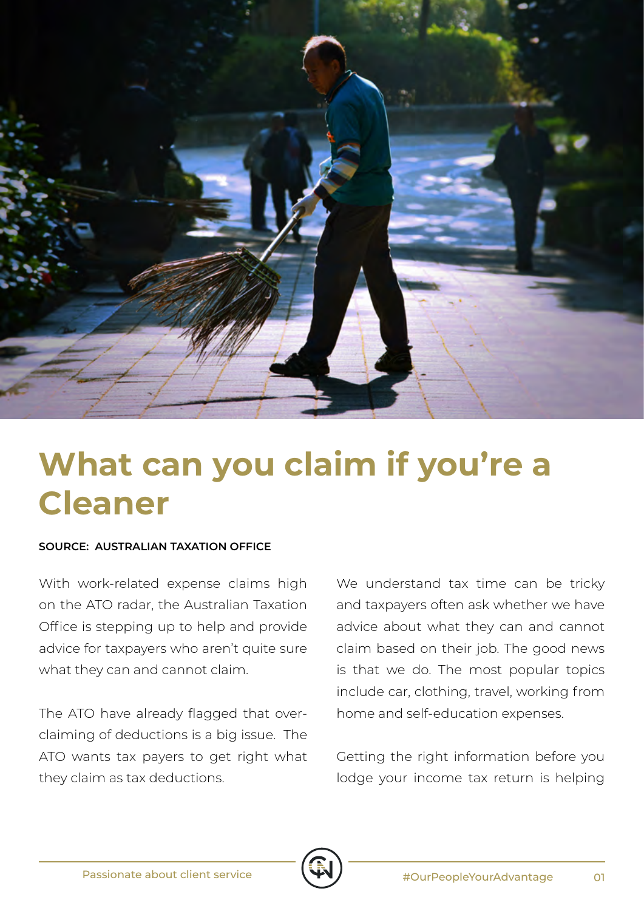# What can you claim if you're a Cleaner

**SOURCE: AUSTRALIAN TAXATION OFFICE**

With work-related expense claims high on the ATO radar, the Australian Taxation Office is stepping up to help and provide advice for taxpayers who aren't quite sure what they can and cannot claim.

The ATO have already flagged that over-claiming of deductions is a big issue. The ATO wants tax payers to get right what they claim as tax deductions.

We understand tax time can be tricky and taxpayers often ask whether we have advice about what they can and cannot claim based on their job. The good news is that we do. The most popular topics include car, clothing, travel, working from home and self-education expenses.

Getting the right information before you lodge your income tax return is helping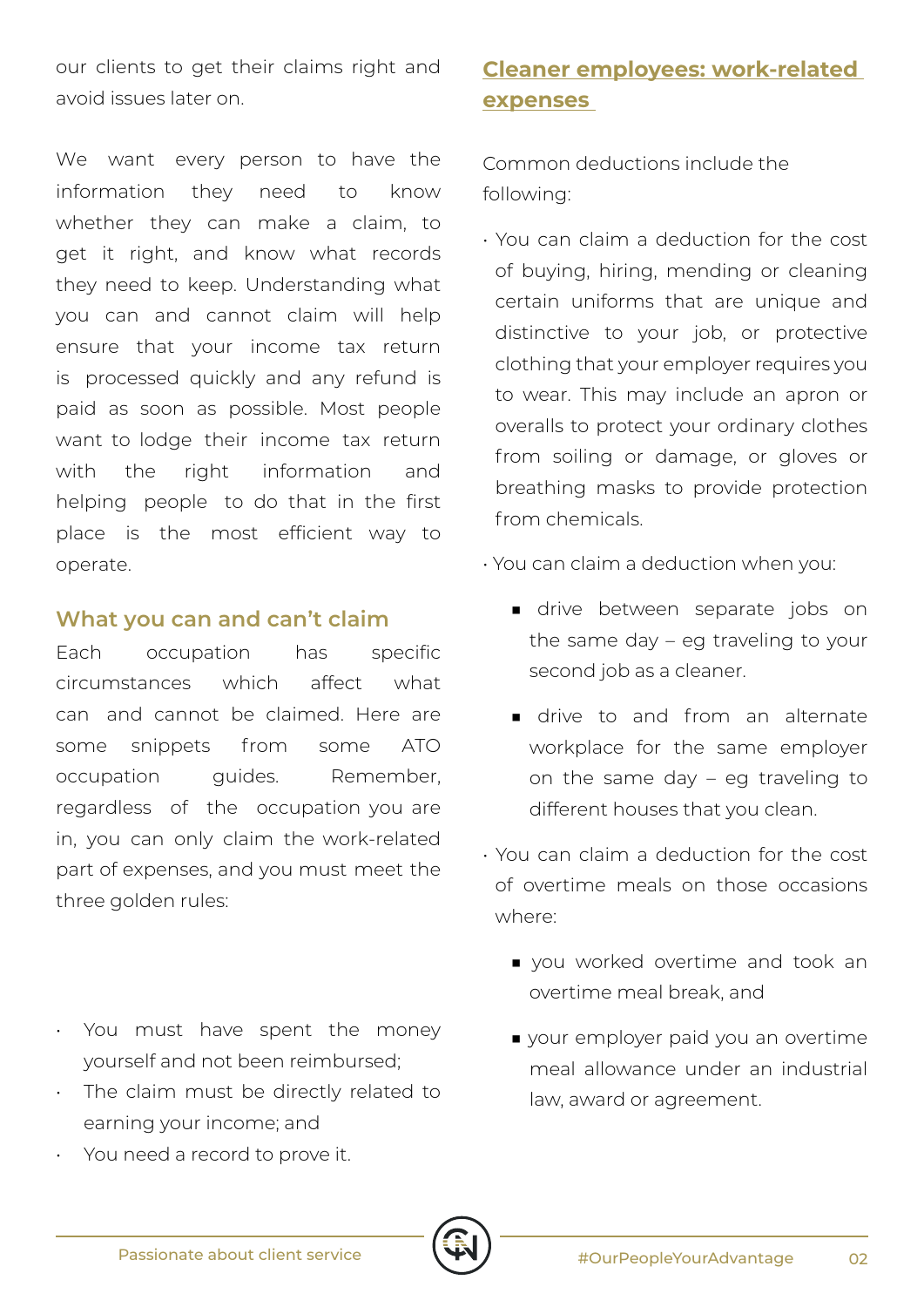our clients to get their claims right and avoid issues later on.

We want every person to have the information they need to know whether they can make a claim, to get it right, and know what records they need to keep. Understanding what you can and cannot claim will help ensure that your income tax return is processed quickly and any refund is paid as soon as possible. Most people want to lodge their income tax return with the right information and helping people to do that in the first place is the most efficient way to operate.

## What you can and can't claim

Each occupation has specific circumstances which affect what can and cannot be claimed. Here are some snippets from some ATO occupation guides. Remember, regardless of the occupation you are in, you can only claim the work-related part of expenses, and you must meet the three golden rules:

- You must have spent the money yourself and not been reimbursed;
- The claim must be directly related to earning your income; and
- You need a record to prove it.

## Cleaner employees: work-related expenses

Common deductions include the following:

- You can claim a deduction for the cost of buying, hiring, mending or cleaning certain uniforms that are unique and distinctive to your job, or protective clothing that your employer requires you to wear. This may include an apron or overalls to protect your ordinary clothes from soiling or damage, or gloves or breathing masks to provide protection from chemicals.
- You can claim a deduction when you:
  - drive between separate jobs on the same day – eg traveling to your second job as a cleaner.
  - drive to and from an alternate workplace for the same employer on the same day – eg traveling to different houses that you clean.
- You can claim a deduction for the cost of overtime meals on those occasions where:
  - you worked overtime and took an overtime meal break, and
  - your employer paid you an overtime meal allowance under an industrial law, award or agreement.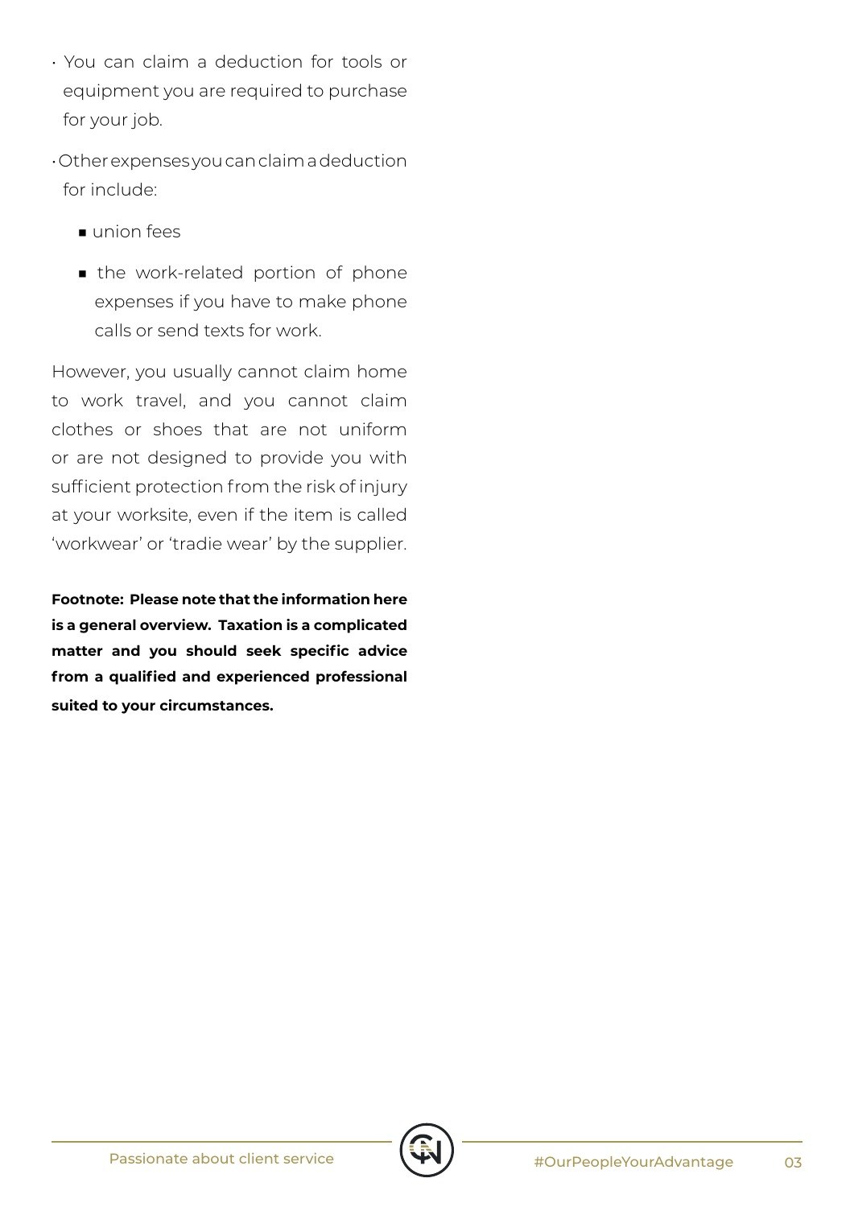- You can claim a deduction for tools or equipment you are required to purchase for your job.
- Other expenses you can claim a deduction for include:
  - union fees
  - the work-related portion of phone expenses if you have to make phone calls or send texts for work.

However, you usually cannot claim home to work travel, and you cannot claim clothes or shoes that are not uniform or are not designed to provide you with sufficient protection from the risk of injury at your worksite, even if the item is called 'workwear' or 'tradie wear' by the supplier.

**Footnote: Please note that the information here is a general overview. Taxation is a complicated matter and you should seek specific advice from a qualified and experienced professional suited to your circumstances.**